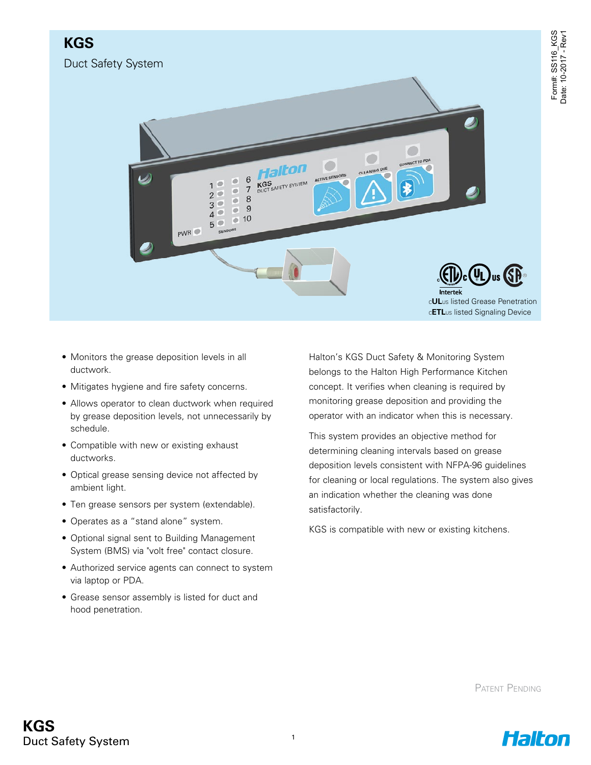# KGS

Duct Safety System

Form#: SS116_KGS
Date: 10-2017 - Rev1

cULus listed Grease Penetration
cETLus listed Signaling Device

- Monitors the grease deposition levels in all ductwork.
- Mitigates hygiene and fire safety concerns.
- Allows operator to clean ductwork when required by grease deposition levels, not unnecessarily by schedule.
- Compatible with new or existing exhaust ductworks.
- Optical grease sensing device not affected by ambient light.
- Ten grease sensors per system (extendable).
- Operates as a "stand alone" system.
- Optional signal sent to Building Management System (BMS) via "volt free" contact closure.
- Authorized service agents can connect to system via laptop or PDA.
- Grease sensor assembly is listed for duct and hood penetration.

Halton's KGS Duct Safety & Monitoring System belongs to the Halton High Performance Kitchen concept. It verifies when cleaning is required by monitoring grease deposition and providing the operator with an indicator when this is necessary.

This system provides an objective method for determining cleaning intervals based on grease deposition levels consistent with NFPA-96 guidelines for cleaning or local regulations. The system also gives an indication whether the cleaning was done satisfactorily.

KGS is compatible with new or existing kitchens.

PATENT PENDING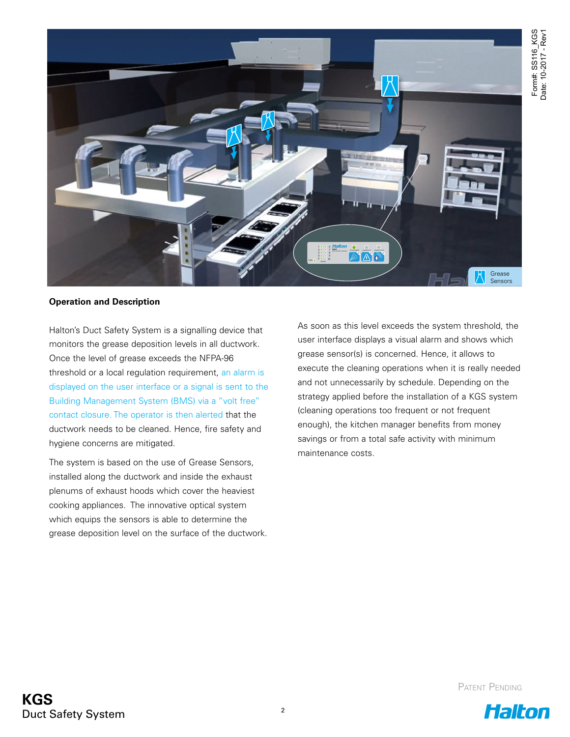## Operation and Description

Halton's Duct Safety System is a signalling device that monitors the grease deposition levels in all ductwork. Once the level of grease exceeds the NFPA-96 threshold or a local regulation requirement, an alarm is displayed on the user interface or a signal is sent to the Building Management System (BMS) via a "volt free" contact closure. The operator is then alerted that the ductwork needs to be cleaned. Hence, fire safety and hygiene concerns are mitigated.

The system is based on the use of Grease Sensors, installed along the ductwork and inside the exhaust plenums of exhaust hoods which cover the heaviest cooking appliances. The innovative optical system which equips the sensors is able to determine the grease deposition level on the surface of the ductwork.

As soon as this level exceeds the system threshold, the user interface displays a visual alarm and shows which grease sensor(s) is concerned. Hence, it allows to execute the cleaning operations when it is really needed and not unnecessarily by schedule. Depending on the strategy applied before the installation of a KGS system (cleaning operations too frequent or not frequent enough), the kitchen manager benefits from money savings or from a total safe activity with minimum maintenance costs.

Patent Pending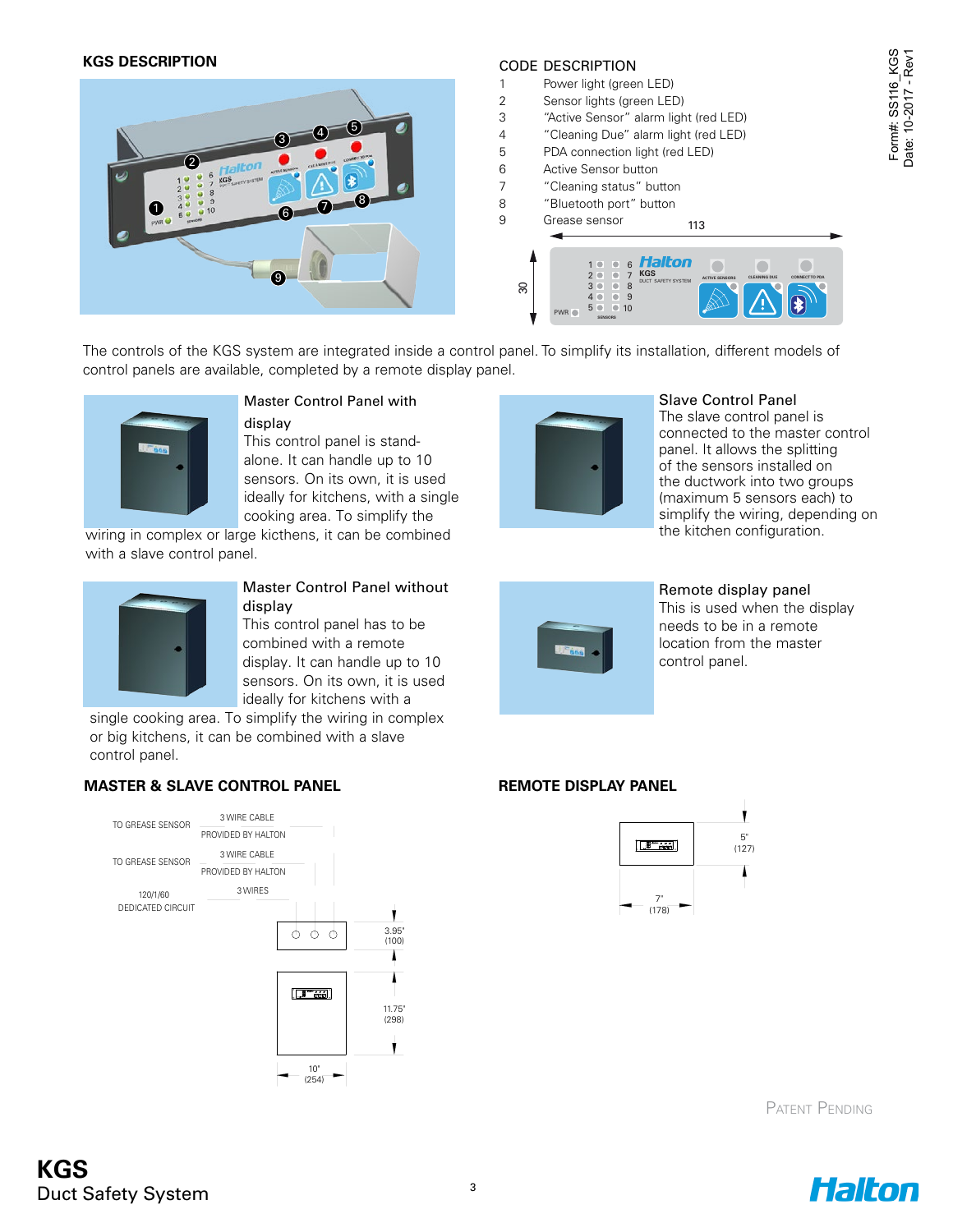## KGS DESCRIPTION

| CODE | DESCRIPTION |
|---|---|
| 1 | Power light (green LED) |
| 2 | Sensor lights (green LED) |
| 3 | "Active Sensor" alarm light (red LED) |
| 4 | "Cleaning Due" alarm light (red LED) |
| 5 | PDA connection light (red LED) |
| 6 | Active Sensor button |
| 7 | "Cleaning status" button |
| 8 | "Bluetooth port" button |
| 9 | Grease sensor |

The controls of the KGS system are integrated inside a control panel. To simplify its installation, different models of control panels are available, completed by a remote display panel.

**Master Control Panel with display**
This control panel is stand-alone. It can handle up to 10 sensors. On its own, it is used ideally for kitchens, with a single cooking area. To simplify the wiring in complex or large kicthens, it can be combined with a slave control panel.

**Slave Control Panel**
The slave control panel is connected to the master control panel. It allows the splitting of the sensors installed on the ductwork into two groups (maximum 5 sensors each) to simplify the wiring, depending on the kitchen configuration.

**Master Control Panel without display**
This control panel has to be combined with a remote display. It can handle up to 10 sensors. On its own, it is used ideally for kitchens with a single cooking area. To simplify the wiring in complex or big kitchens, it can be combined with a slave control panel.

**Remote display panel**
This is used when the display needs to be in a remote location from the master control panel.

## MASTER & SLAVE CONTROL PANEL

TO GREASE SENSOR — 3 WIRE CABLE PROVIDED BY HALTON

TO GREASE SENSOR — 3 WIRE CABLE PROVIDED BY HALTON

120/1/60 DEDICATED CIRCUIT — 3 WIRES

3.95" (100)

11.75" (298)

10" (254)

## REMOTE DISPLAY PANEL

5" (127)

7" (178)

Patent Pending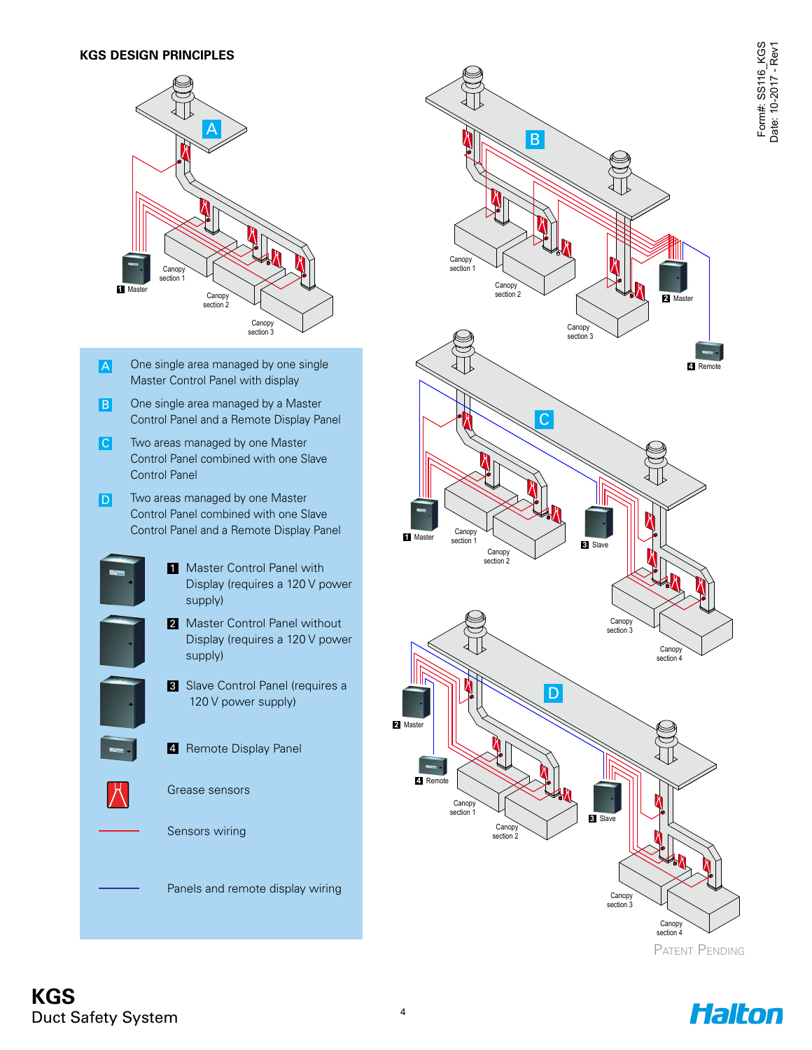## KGS DESIGN PRINCIPLES

- **A** One single area managed by one single Master Control Panel with display
- **B** One single area managed by a Master Control Panel and a Remote Display Panel
- **C** Two areas managed by one Master Control Panel combined with one Slave Control Panel
- **D** Two areas managed by one Master Control Panel combined with one Slave Control Panel and a Remote Display Panel

1. Master Control Panel with Display (requires a 120 V power supply)
2. Master Control Panel without Display (requires a 120 V power supply)
3. Slave Control Panel (requires a 120 V power supply)
4. Remote Display Panel

Grease sensors

Sensors wiring

Panels and remote display wiring

Patent Pending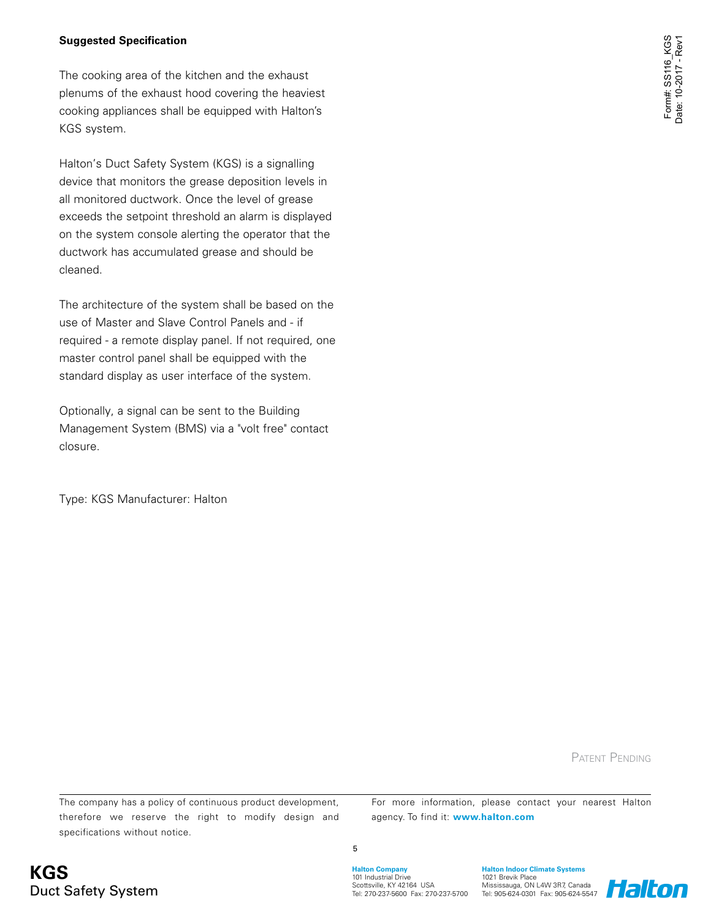**Suggested Specification**

The cooking area of the kitchen and the exhaust plenums of the exhaust hood covering the heaviest cooking appliances shall be equipped with Halton's KGS system.

Halton's Duct Safety System (KGS) is a signalling device that monitors the grease deposition levels in all monitored ductwork. Once the level of grease exceeds the setpoint threshold an alarm is displayed on the system console alerting the operator that the ductwork has accumulated grease and should be cleaned.

The architecture of the system shall be based on the use of Master and Slave Control Panels and - if required - a remote display panel. If not required, one master control panel shall be equipped with the standard display as user interface of the system.

Optionally, a signal can be sent to the Building Management System (BMS) via a "volt free" contact closure.

Type: KGS Manufacturer: Halton

Patent Pending

The company has a policy of continuous product development, therefore we reserve the right to modify design and specifications without notice.

For more information, please contact your nearest Halton agency. To find it: **www.halton.com**

**Halton Company**
101 Industrial Drive
Scottsville, KY 42164 USA
Tel: 270-237-5600 Fax: 270-237-5700

**Halton Indoor Climate Systems**
1021 Brevik Place
Mississauga, ON L4W 3R7, Canada
Tel: 905-624-0301 Fax: 905-624-5547